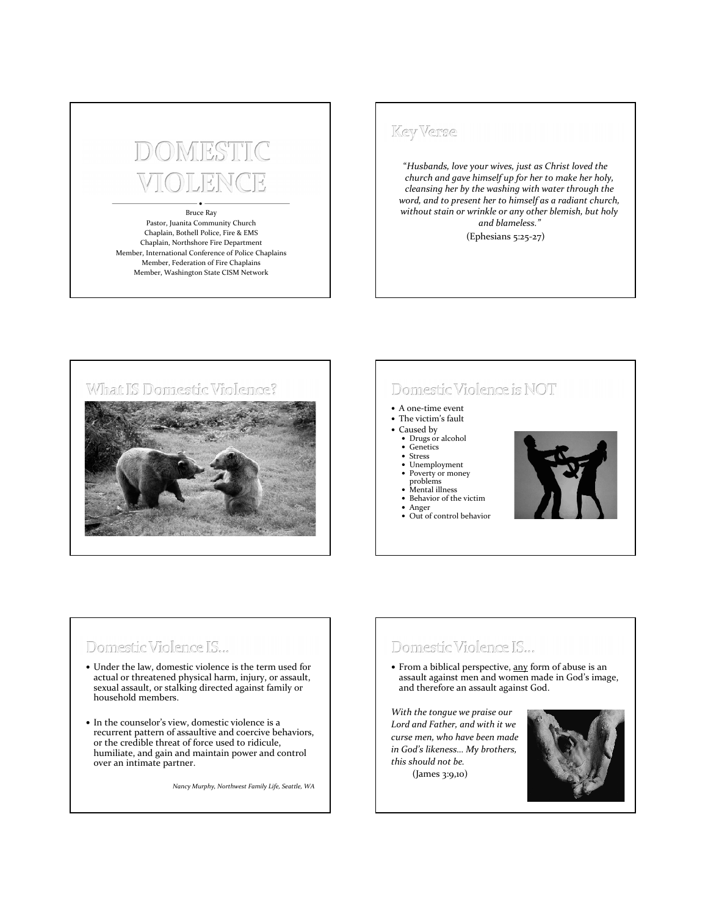# DOMESTIC VIOLENCE

Bruce Ray
Pastor, Juanita Community Church
Chaplain, Bothell Police, Fire & EMS
Chaplain, Northshore Fire Department
Member, International Conference of Police Chaplains
Member, Federation of Fire Chaplains
Member, Washington State CISM Network

## Key Verse

*"Husbands, love your wives, just as Christ loved the church and gave himself up for her to make her holy, cleansing her by the washing with water through the word, and to present her to himself as a radiant church, without stain or wrinkle or any other blemish, but holy and blameless."*

(Ephesians 5:25-27)

## What IS Domestic Violence?

## Domestic Violence is NOT

- A one-time event
- The victim's fault
- Caused by
  - Drugs or alcohol
  - Genetics
  - Stress
  - Unemployment
  - Poverty or money problems
  - Mental illness
  - Behavior of the victim
  - Anger
  - Out of control behavior

## Domestic Violence IS...

- Under the law, domestic violence is the term used for actual or threatened physical harm, injury, or assault, sexual assault, or stalking directed against family or household members.
- In the counselor's view, domestic violence is a recurrent pattern of assaultive and coercive behaviors, or the credible threat of force used to ridicule, humiliate, and gain and maintain power and control over an intimate partner.

*Nancy Murphy, Northwest Family Life, Seattle, WA*

## Domestic Violence IS...

- From a biblical perspective, any form of abuse is an assault against men and women made in God's image, and therefore an assault against God.

*With the tongue we praise our Lord and Father, and with it we curse men, who have been made in God's likeness… My brothers, this should not be.*

(James 3:9,10)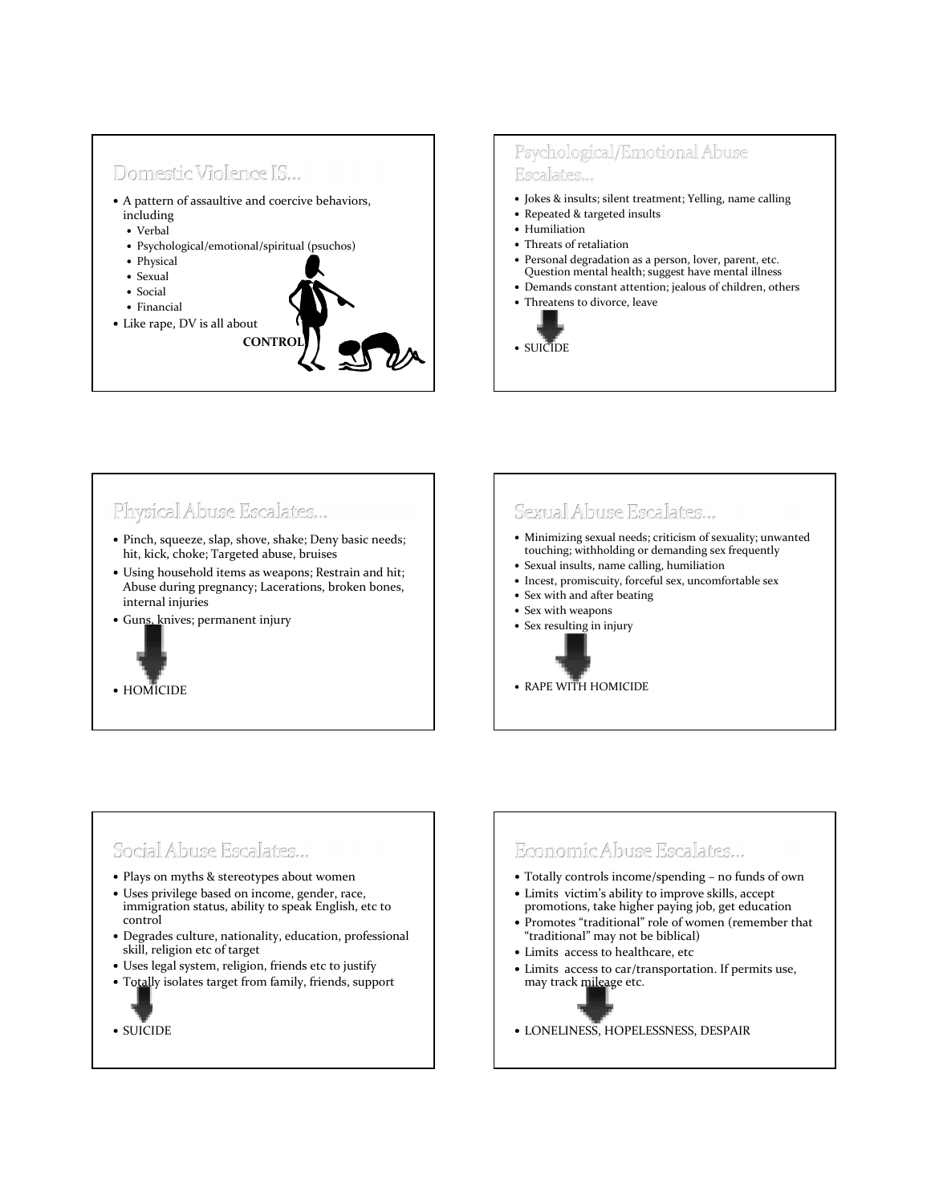## Domestic Violence IS…

- A pattern of assaultive and coercive behaviors, including
  - Verbal
  - Psychological/emotional/spiritual (psuchos)
  - Physical
  - Sexual
  - Social
  - Financial
- Like rape, DV is all about

**CONTROL**

## Psychological/Emotional Abuse Escalates…

- Jokes & insults; silent treatment; Yelling, name calling
- Repeated & targeted insults
- Humiliation
- Threats of retaliation
- Personal degradation as a person, lover, parent, etc. Question mental health; suggest have mental illness
- Demands constant attention; jealous of children, others
- Threatens to divorce, leave
- SUICIDE

## Physical Abuse Escalates…

- Pinch, squeeze, slap, shove, shake; Deny basic needs; hit, kick, choke; Targeted abuse, bruises
- Using household items as weapons; Restrain and hit; Abuse during pregnancy; Lacerations, broken bones, internal injuries
- Guns, knives; permanent injury
- HOMICIDE

## Sexual Abuse Escalates…

- Minimizing sexual needs; criticism of sexuality; unwanted touching; withholding or demanding sex frequently
- Sexual insults, name calling, humiliation
- Incest, promiscuity, forceful sex, uncomfortable sex
- Sex with and after beating
- Sex with weapons
- Sex resulting in injury
- RAPE WITH HOMICIDE

## Social Abuse Escalates…

- Plays on myths & stereotypes about women
- Uses privilege based on income, gender, race, immigration status, ability to speak English, etc to control
- Degrades culture, nationality, education, professional skill, religion etc of target
- Uses legal system, religion, friends etc to justify
- Totally isolates target from family, friends, support
- SUICIDE

## Economic Abuse Escalates…

- Totally controls income/spending – no funds of own
- Limits victim's ability to improve skills, accept promotions, take higher paying job, get education
- Promotes "traditional" role of women (remember that "traditional" may not be biblical)
- Limits access to healthcare, etc
- Limits access to car/transportation. If permits use, may track mileage etc.
- LONELINESS, HOPELESSNESS, DESPAIR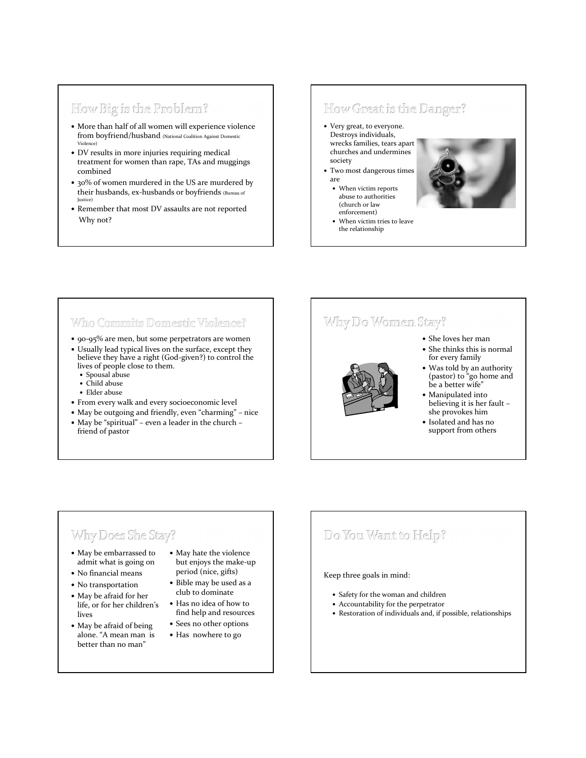## How Big is the Problem?

- More than half of all women will experience violence from boyfriend/husband (National Coalition Against Domestic Violence)
- DV results in more injuries requiring medical treatment for women than rape, TAs and muggings combined
- 30% of women murdered in the US are murdered by their husbands, ex-husbands or boyfriends (Bureau of Justice)
- Remember that most DV assaults are not reported

  Why not?

## How Great is the Danger?

- Very great, to everyone. Destroys individuals, wrecks families, tears apart churches and undermines society
- Two most dangerous times are
  - When victim reports abuse to authorities (church or law enforcement)
  - When victim tries to leave the relationship

## Who Commits Domestic Violence?

- 90-95% are men, but some perpetrators are women
- Usually lead typical lives on the surface, except they believe they have a right (God-given?) to control the lives of people close to them.
  - Spousal abuse
  - Child abuse
  - Elder abuse
- From every walk and every socioeconomic level
- May be outgoing and friendly, even "charming" – nice
- May be "spiritual" – even a leader in the church – friend of pastor

## Why Do Women Stay?

- She loves her man
- She thinks this is normal for every family
- Was told by an authority (pastor) to "go home and be a better wife"
- Manipulated into believing it is her fault – she provokes him
- Isolated and has no support from others

## Why Does She Stay?

- May be embarrassed to admit what is going on
- No financial means
- No transportation
- May be afraid for her life, or for her children's lives
- May be afraid of being alone. "A mean man is better than no man"
- May hate the violence but enjoys the make-up period (nice, gifts)
- Bible may be used as a club to dominate
- Has no idea of how to find help and resources
- Sees no other options
- Has nowhere to go

## Do You Want to Help?

Keep three goals in mind:

- Safety for the woman and children
- Accountability for the perpetrator
- Restoration of individuals and, if possible, relationships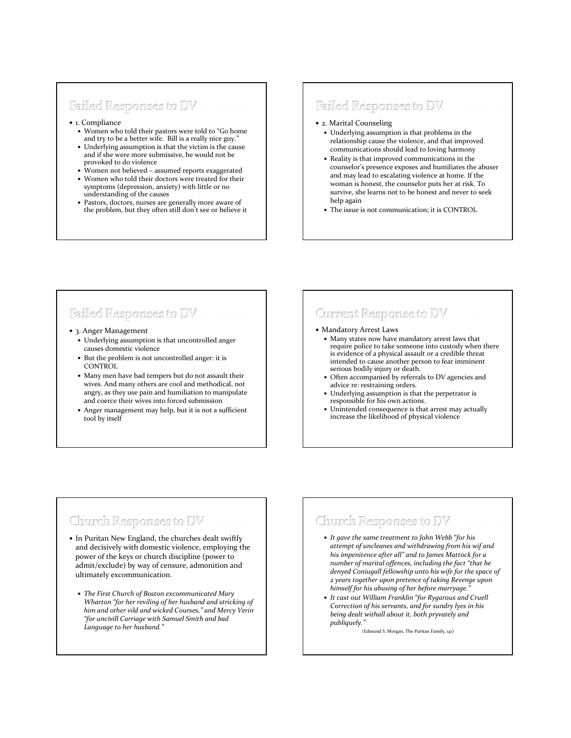## Failed Responses to DV

- 1. Compliance
  - Women who told their pastors were told to "Go home and try to be a better wife. Bill is a really nice guy."
  - Underlying assumption is that the victim is the cause and if she were more submissive, he would not be provoked to do violence
  - Women not believed – assumed reports exaggerated
  - Women who told their doctors were treated for their symptoms (depression, anxiety) with little or no understanding of the causes
  - Pastors, doctors, nurses are generally more aware of the problem, but they often still don't see or believe it

## Failed Responses to DV

- 2. Marital Counseling
  - Underlying assumption is that problems in the relationship cause the violence, and that improved communications should lead to loving harmony
  - Reality is that improved communications in the counselor's presence exposes and humiliates the abuser and may lead to escalating violence at home. If the woman is honest, the counselor puts her at risk. To survive, she learns not to be honest and never to seek help again
  - The issue is not communication; it is CONTROL

## Failed Responses to DV

- 3. Anger Management
  - Underlying assumption is that uncontrolled anger causes domestic violence
  - But the problem is not uncontrolled anger: it is CONTROL
  - Many men have bad tempers but do not assault their wives. And many others are cool and methodical, not angry, as they use pain and humiliation to manipulate and coerce their wives into forced submission
  - Anger management may help, but it is not a sufficient tool by itself

## Current Response to DV

- Mandatory Arrest Laws
  - Many states now have mandatory arrest laws that require police to take someone into custody when there is evidence of a physical assault or a credible threat intended to cause another person to fear imminent serious bodily injury or death.
  - Often accompanied by referrals to DV agencies and advice re: restraining orders.
  - Underlying assumption is that the perpetrator is responsible for his own actions.
  - Unintended consequence is that arrest may actually increase the likelihood of physical violence

## Church Responses to DV

- In Puritan New England, the churches dealt swiftly and decisively with domestic violence, employing the power of the keys or church discipline (power to admit/exclude) by way of censure, admonition and ultimately excommunication.
  - *The First Church of Boston excommunicated Mary Wharton "for her reviling of her husband and stricking of him and other vild and wicked Courses," and Mercy Verin "for uncivill Carriage with Samuel Smith and bad Language to her husband."*

## Church Responses to DV

- *It gave the same treatment to John Webb "for his attempt of uncleanes and withdrawing from his wif and his impenitence after all" and to James Mattock for a number of marital offences, including the fact "that he denyed Coniugall fellowship unto his wife for the space of 2 years together upon pretence of taking Revenge upon himself for his abusing of her before marryage."*
- *It cast out William Franklin "for Rygarous and Cruell Correction of his servants, and for sundry lyes in his being dealt withall about it, both pryvately and publiquely."*

(Edmund S. Morgan, The Puritan Family, 141)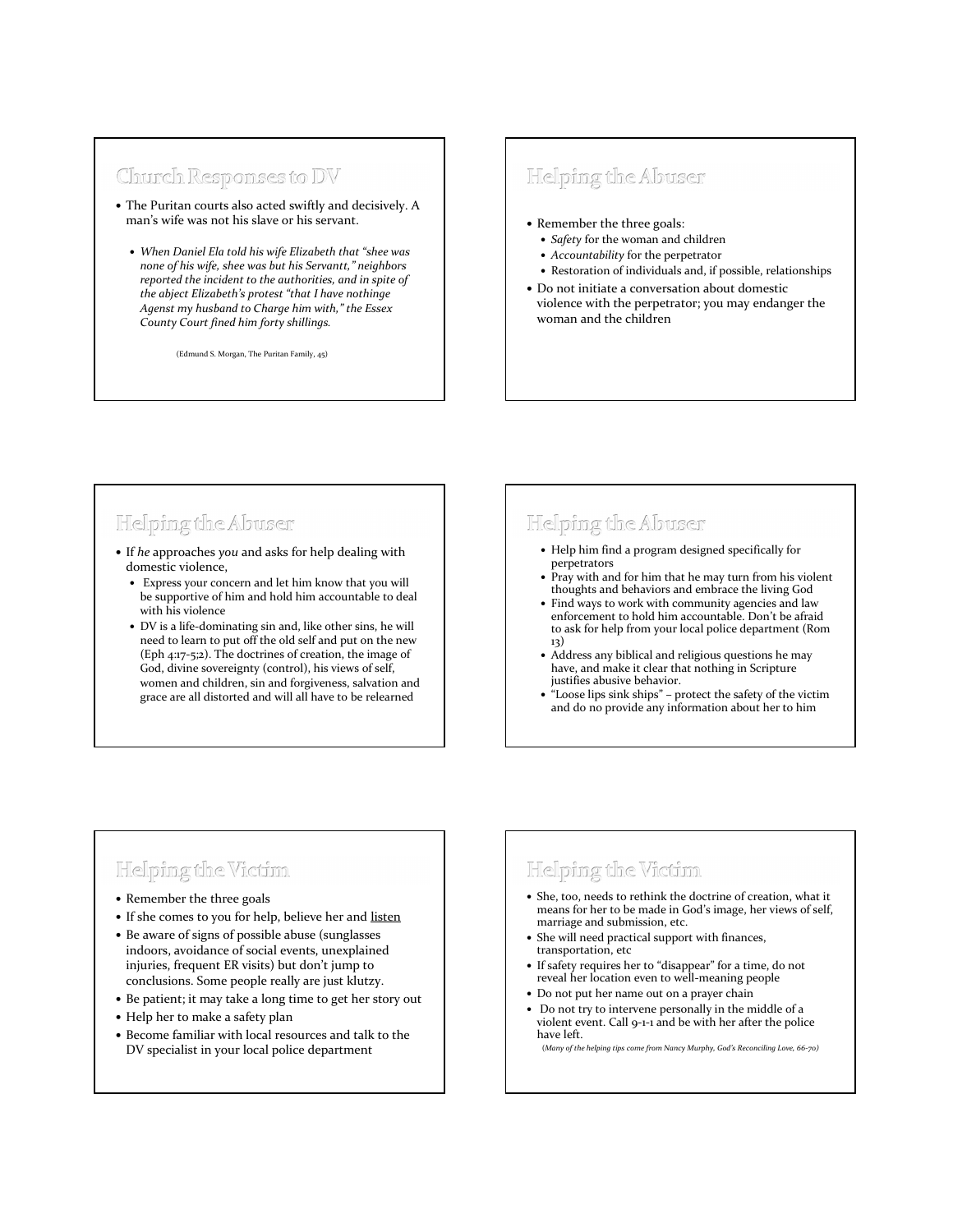## Church Responses to DV

- The Puritan courts also acted swiftly and decisively. A man's wife was not his slave or his servant.
  - *When Daniel Ela told his wife Elizabeth that "shee was none of his wife, shee was but his Servantt," neighbors reported the incident to the authorities, and in spite of the abject Elizabeth's protest "that I have nothinge Agenst my husband to Charge him with," the Essex County Court fined him forty shillings.*

(Edmund S. Morgan, The Puritan Family, 45)

## Helping the Abuser

- Remember the three goals:
  - *Safety* for the woman and children
  - *Accountability* for the perpetrator
  - Restoration of individuals and, if possible, relationships
- Do not initiate a conversation about domestic violence with the perpetrator; you may endanger the woman and the children

## Helping the Abuser

- If *he* approaches *you* and asks for help dealing with domestic violence,
  - Express your concern and let him know that you will be supportive of him and hold him accountable to deal with his violence
  - DV is a life-dominating sin and, like other sins, he will need to learn to put off the old self and put on the new (Eph 4:17-5;2). The doctrines of creation, the image of God, divine sovereignty (control), his views of self, women and children, sin and forgiveness, salvation and grace are all distorted and will all have to be relearned

## Helping the Abuser

- Help him find a program designed specifically for perpetrators
- Pray with and for him that he may turn from his violent thoughts and behaviors and embrace the living God
- Find ways to work with community agencies and law enforcement to hold him accountable. Don't be afraid to ask for help from your local police department (Rom 13)
- Address any biblical and religious questions he may have, and make it clear that nothing in Scripture justifies abusive behavior.
- "Loose lips sink ships" – protect the safety of the victim and do no provide any information about her to him

## Helping the Victim

- Remember the three goals
- If she comes to you for help, believe her and <u>listen</u>
- Be aware of signs of possible abuse (sunglasses indoors, avoidance of social events, unexplained injuries, frequent ER visits) but don't jump to conclusions. Some people really are just klutzy.
- Be patient; it may take a long time to get her story out
- Help her to make a safety plan
- Become familiar with local resources and talk to the DV specialist in your local police department

## Helping the Victim

- She, too, needs to rethink the doctrine of creation, what it means for her to be made in God's image, her views of self, marriage and submission, etc.
- She will need practical support with finances, transportation, etc
- If safety requires her to "disappear" for a time, do not reveal her location even to well-meaning people
- Do not put her name out on a prayer chain
- Do not try to intervene personally in the middle of a violent event. Call 9-1-1 and be with her after the police have left.

(*Many of the helping tips come from Nancy Murphy, God's Reconciling Love, 66-70*)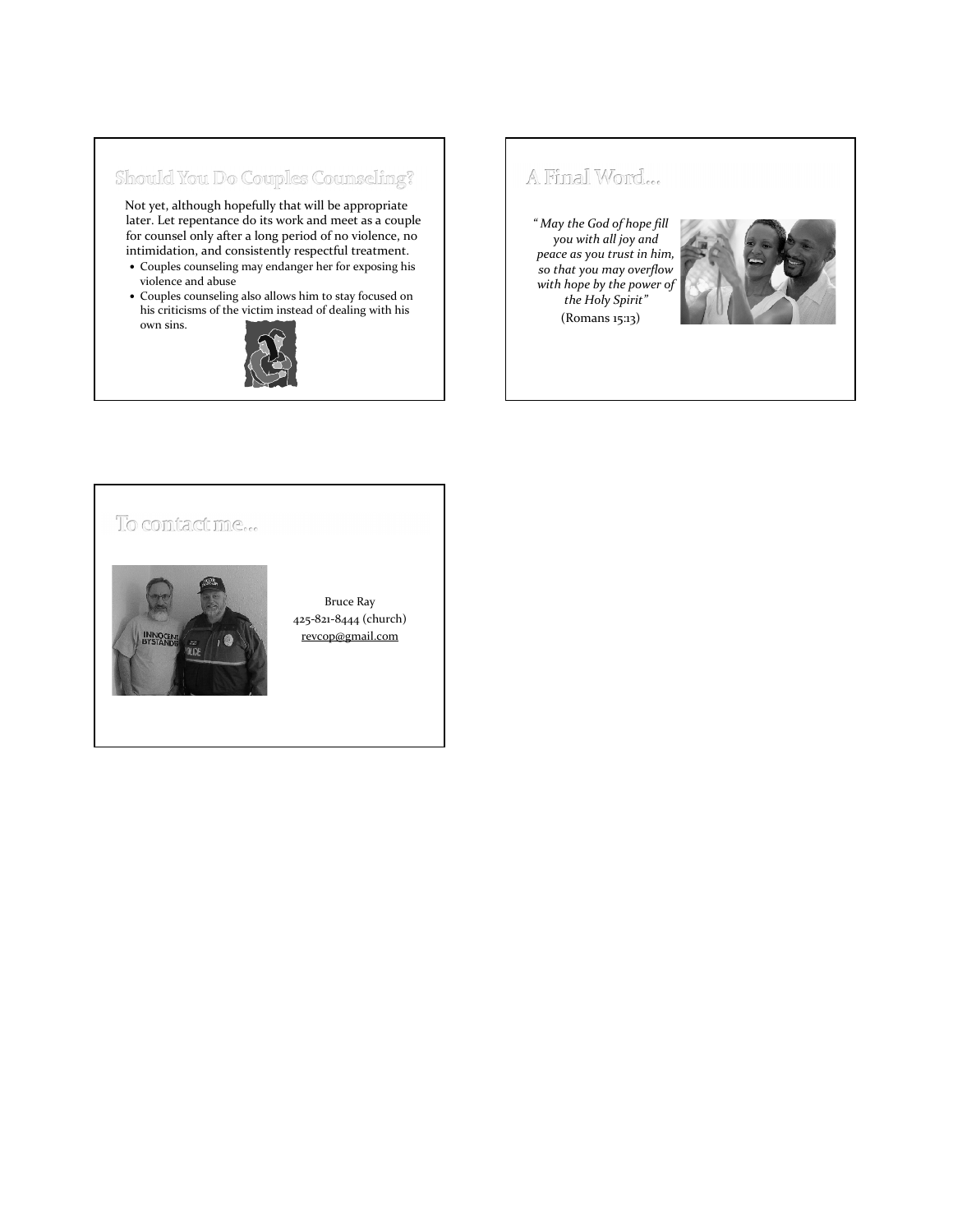## Should You Do Couples Counseling?

Not yet, although hopefully that will be appropriate later. Let repentance do its work and meet as a couple for counsel only after a long period of no violence, no intimidation, and consistently respectful treatment.

- Couples counseling may endanger her for exposing his violence and abuse
- Couples counseling also allows him to stay focused on his criticisms of the victim instead of dealing with his own sins.

## A Final Word…

*"May the God of hope fill you with all joy and peace as you trust in him, so that you may overflow with hope by the power of the Holy Spirit"*

(Romans 15:13)

## To contact me…

Bruce Ray
425-821-8444 (church)
revcop@gmail.com